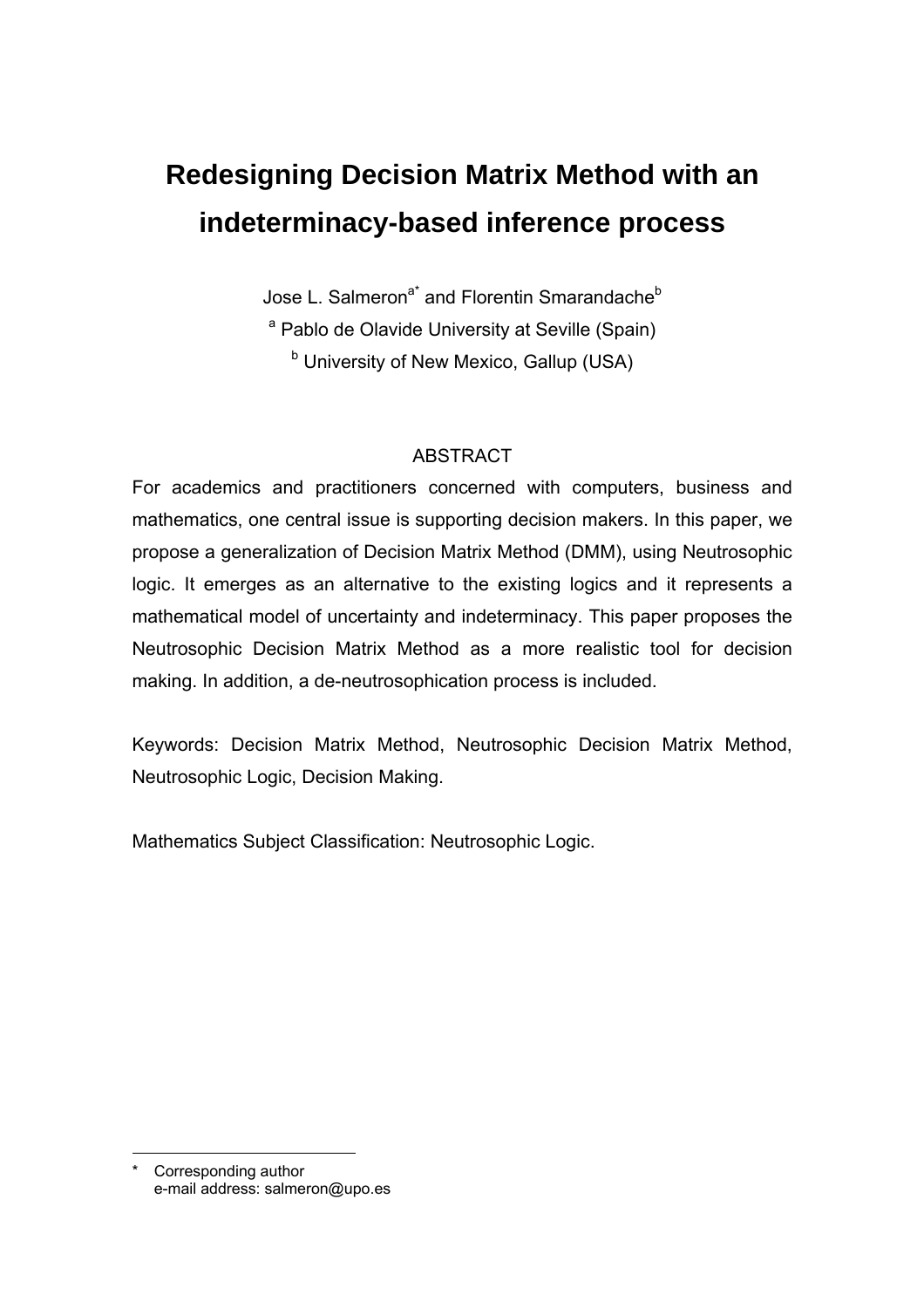# Redesigning Decision Matrix Method with an indeterminacy-based inference process

Jose L. Salmeron[a*] and Florentin Smarandache[b]

[a] Pablo de Olavide University at Seville (Spain)

[b] University of New Mexico, Gallup (USA)

## ABSTRACT

For academics and practitioners concerned with computers, business and mathematics, one central issue is supporting decision makers. In this paper, we propose a generalization of Decision Matrix Method (DMM), using Neutrosophic logic. It emerges as an alternative to the existing logics and it represents a mathematical model of uncertainty and indeterminacy. This paper proposes the Neutrosophic Decision Matrix Method as a more realistic tool for decision making. In addition, a de-neutrosophication process is included.

Keywords: Decision Matrix Method, Neutrosophic Decision Matrix Method, Neutrosophic Logic, Decision Making.

Mathematics Subject Classification: Neutrosophic Logic.

---

\* Corresponding author
e-mail address: salmeron@upo.es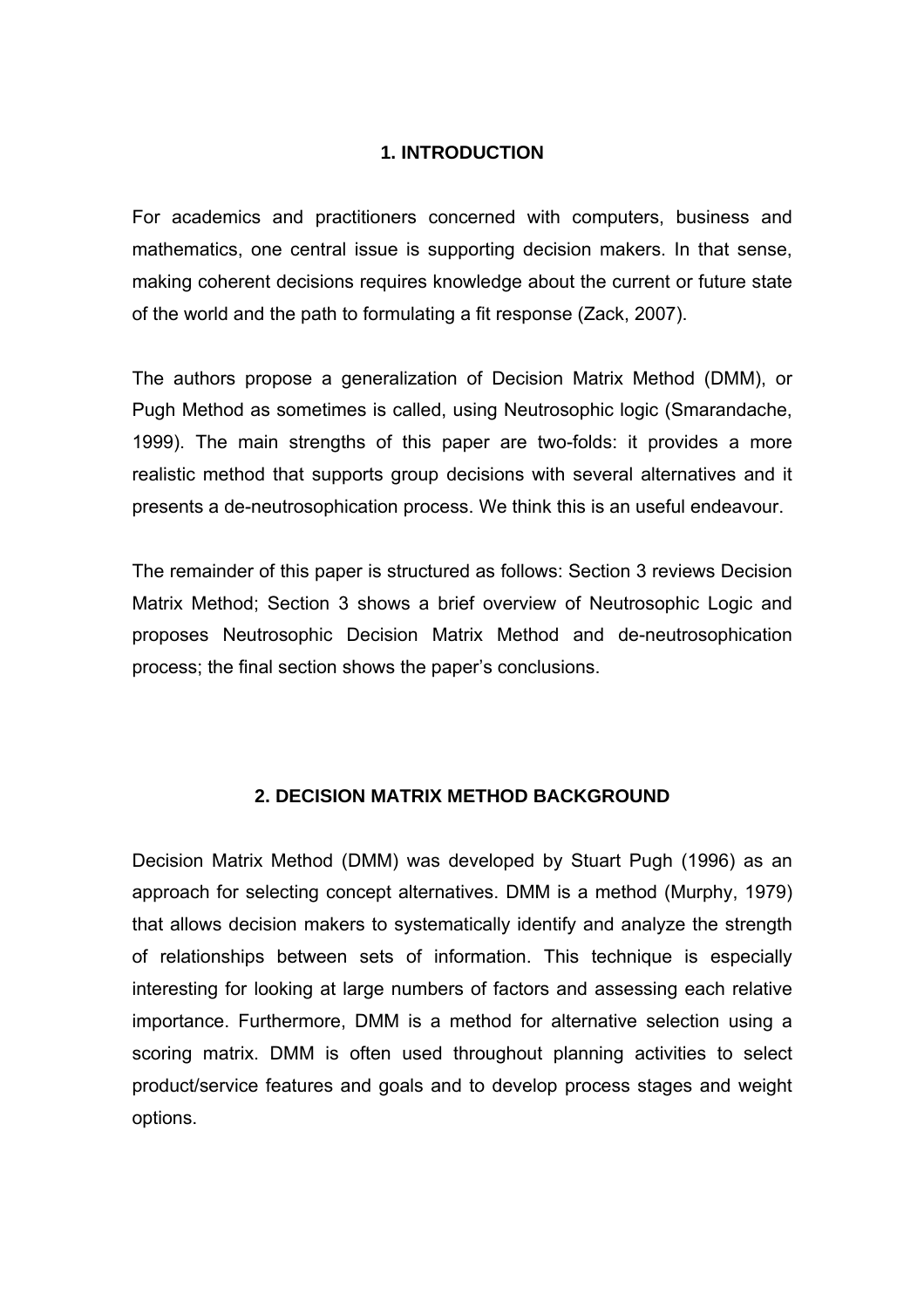## 1. INTRODUCTION

For academics and practitioners concerned with computers, business and mathematics, one central issue is supporting decision makers. In that sense, making coherent decisions requires knowledge about the current or future state of the world and the path to formulating a fit response (Zack, 2007).

The authors propose a generalization of Decision Matrix Method (DMM), or Pugh Method as sometimes is called, using Neutrosophic logic (Smarandache, 1999). The main strengths of this paper are two-folds: it provides a more realistic method that supports group decisions with several alternatives and it presents a de-neutrosophication process. We think this is an useful endeavour.

The remainder of this paper is structured as follows: Section 3 reviews Decision Matrix Method; Section 3 shows a brief overview of Neutrosophic Logic and proposes Neutrosophic Decision Matrix Method and de-neutrosophication process; the final section shows the paper's conclusions.

## 2. DECISION MATRIX METHOD BACKGROUND

Decision Matrix Method (DMM) was developed by Stuart Pugh (1996) as an approach for selecting concept alternatives. DMM is a method (Murphy, 1979) that allows decision makers to systematically identify and analyze the strength of relationships between sets of information. This technique is especially interesting for looking at large numbers of factors and assessing each relative importance. Furthermore, DMM is a method for alternative selection using a scoring matrix. DMM is often used throughout planning activities to select product/service features and goals and to develop process stages and weight options.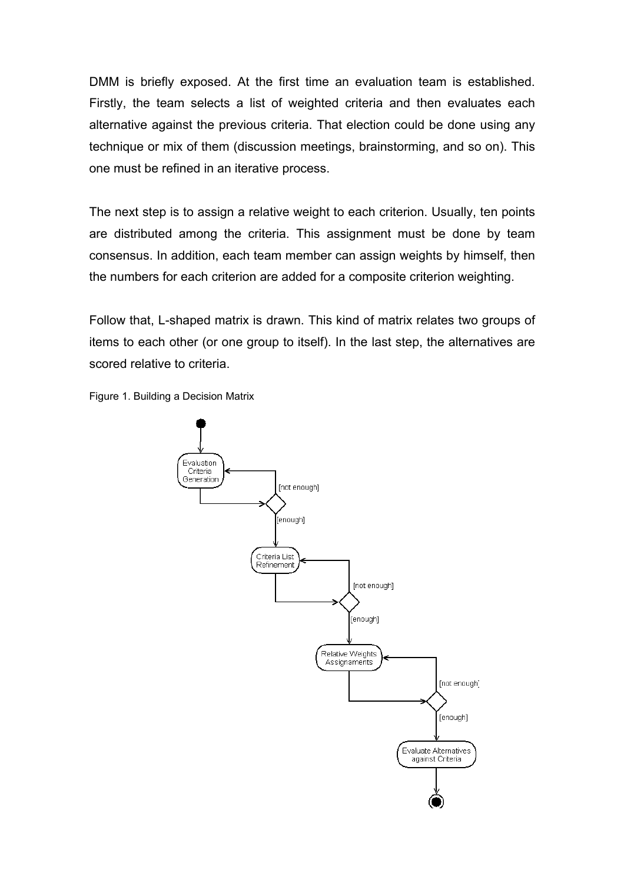DMM is briefly exposed. At the first time an evaluation team is established. Firstly, the team selects a list of weighted criteria and then evaluates each alternative against the previous criteria. That election could be done using any technique or mix of them (discussion meetings, brainstorming, and so on). This one must be refined in an iterative process.

The next step is to assign a relative weight to each criterion. Usually, ten points are distributed among the criteria. This assignment must be done by team consensus. In addition, each team member can assign weights by himself, then the numbers for each criterion are added for a composite criterion weighting.

Follow that, L-shaped matrix is drawn. This kind of matrix relates two groups of items to each other (or one group to itself). In the last step, the alternatives are scored relative to criteria.

Figure 1. Building a Decision Matrix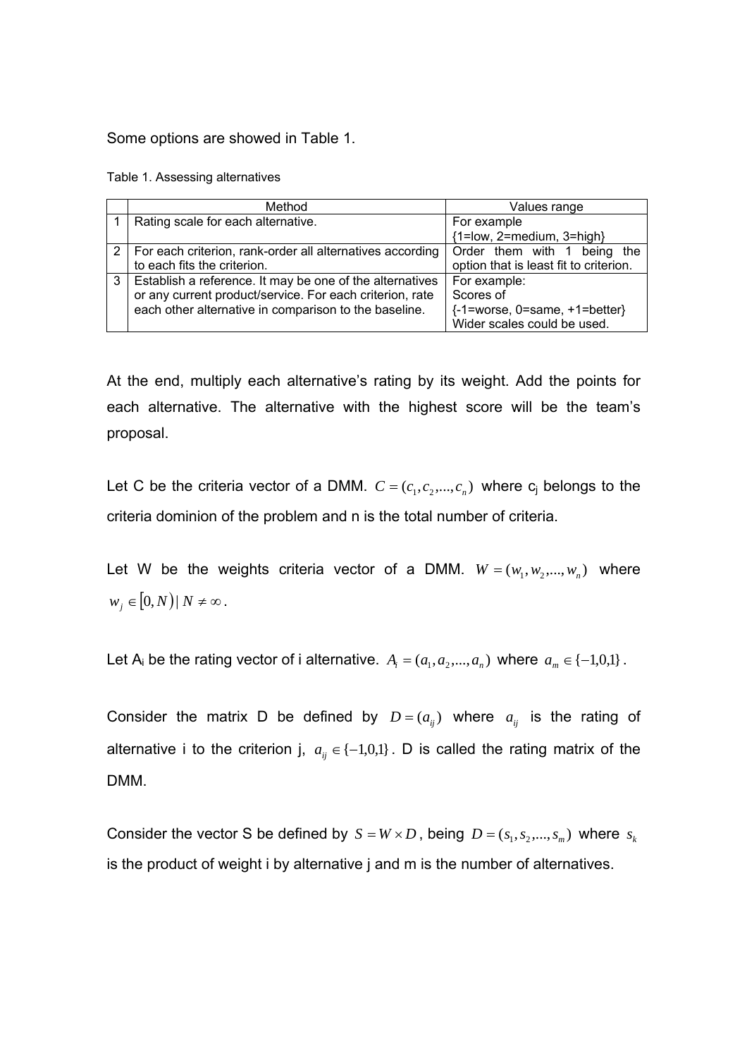Some options are showed in Table 1.

Table 1. Assessing alternatives

| | Method | Values range |
|---|---|---|
| 1 | Rating scale for each alternative. | For example {1=low, 2=medium, 3=high} |
| 2 | For each criterion, rank-order all alternatives according to each fits the criterion. | Order them with 1 being the option that is least fit to criterion. |
| 3 | Establish a reference. It may be one of the alternatives or any current product/service. For each criterion, rate each other alternative in comparison to the baseline. | For example: Scores of {-1=worse, 0=same, +1=better} Wider scales could be used. |

At the end, multiply each alternative's rating by its weight. Add the points for each alternative. The alternative with the highest score will be the team's proposal.

Let C be the criteria vector of a DMM. $C = (c_1, c_2, ..., c_n)$ where $c_j$ belongs to the criteria dominion of the problem and n is the total number of criteria.

Let W be the weights criteria vector of a DMM. $W = (w_1, w_2, ..., w_n)$ where $w_j \in [0, N) \mid N \neq \infty$.

Let $A_i$ be the rating vector of i alternative. $A_i = (a_1, a_2, ..., a_n)$ where $a_m \in \{-1, 0, 1\}$.

Consider the matrix D be defined by $D = (a_{ij})$ where $a_{ij}$ is the rating of alternative i to the criterion j, $a_{ij} \in \{-1, 0, 1\}$. D is called the rating matrix of the DMM.

Consider the vector S be defined by $S = W \times D$, being $D = (s_1, s_2, ..., s_m)$ where $s_k$ is the product of weight i by alternative j and m is the number of alternatives.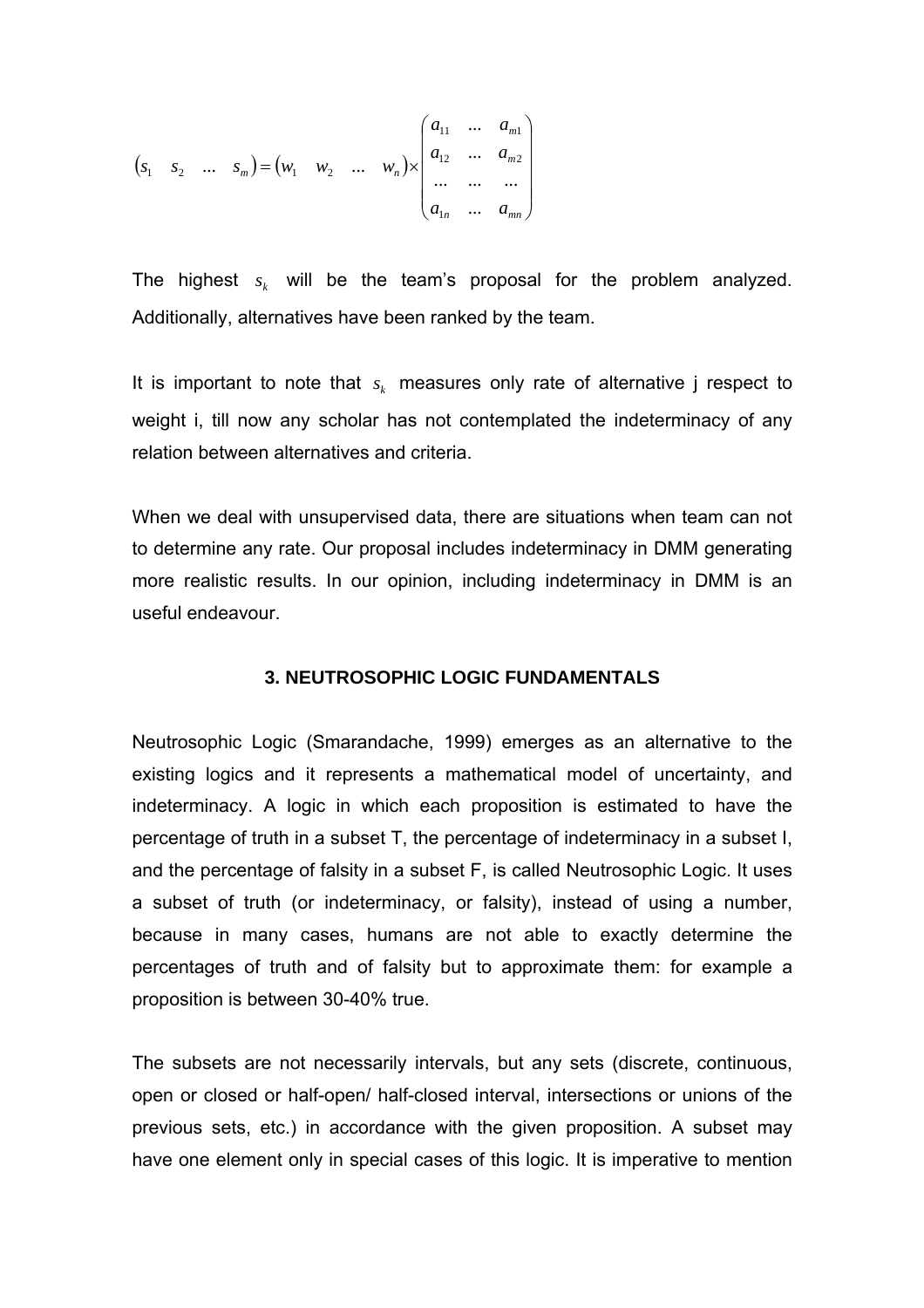$$\begin{pmatrix} s_1 & s_2 & \ldots & s_m \end{pmatrix} = \begin{pmatrix} w_1 & w_2 & \ldots & w_n \end{pmatrix} \times \begin{pmatrix} a_{11} & \ldots & a_{m1} \\ a_{12} & \ldots & a_{m2} \\ \ldots & \ldots & \ldots \\ a_{1n} & \ldots & a_{mn} \end{pmatrix}$$

The highest $s_k$ will be the team's proposal for the problem analyzed. Additionally, alternatives have been ranked by the team.

It is important to note that $s_k$ measures only rate of alternative j respect to weight i, till now any scholar has not contemplated the indeterminacy of any relation between alternatives and criteria.

When we deal with unsupervised data, there are situations when team can not to determine any rate. Our proposal includes indeterminacy in DMM generating more realistic results. In our opinion, including indeterminacy in DMM is an useful endeavour.

### 3. NEUTROSOPHIC LOGIC FUNDAMENTALS

Neutrosophic Logic (Smarandache, 1999) emerges as an alternative to the existing logics and it represents a mathematical model of uncertainty, and indeterminacy. A logic in which each proposition is estimated to have the percentage of truth in a subset T, the percentage of indeterminacy in a subset I, and the percentage of falsity in a subset F, is called Neutrosophic Logic. It uses a subset of truth (or indeterminacy, or falsity), instead of using a number, because in many cases, humans are not able to exactly determine the percentages of truth and of falsity but to approximate them: for example a proposition is between 30-40% true.

The subsets are not necessarily intervals, but any sets (discrete, continuous, open or closed or half-open/ half-closed interval, intersections or unions of the previous sets, etc.) in accordance with the given proposition. A subset may have one element only in special cases of this logic. It is imperative to mention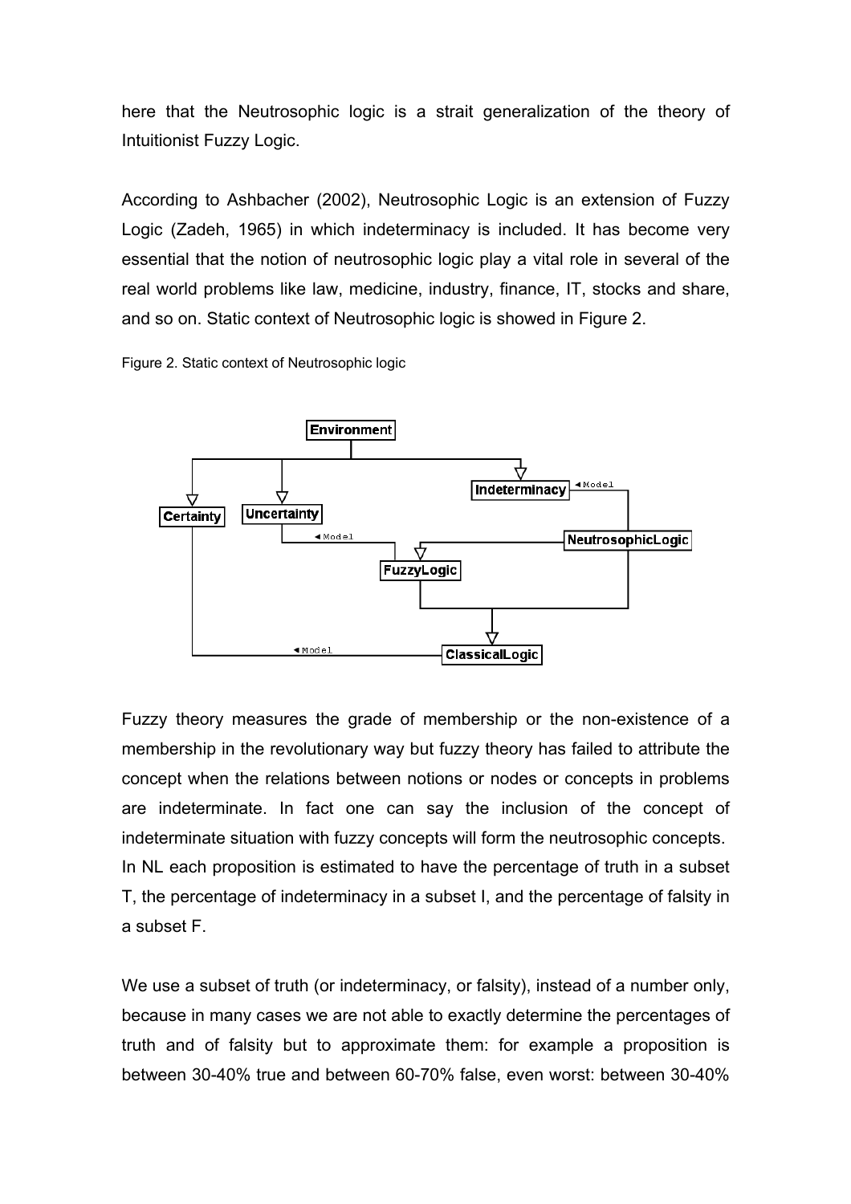here that the Neutrosophic logic is a strait generalization of the theory of Intuitionist Fuzzy Logic.

According to Ashbacher (2002), Neutrosophic Logic is an extension of Fuzzy Logic (Zadeh, 1965) in which indeterminacy is included. It has become very essential that the notion of neutrosophic logic play a vital role in several of the real world problems like law, medicine, industry, finance, IT, stocks and share, and so on. Static context of Neutrosophic logic is showed in Figure 2.

Figure 2. Static context of Neutrosophic logic

Fuzzy theory measures the grade of membership or the non-existence of a membership in the revolutionary way but fuzzy theory has failed to attribute the concept when the relations between notions or nodes or concepts in problems are indeterminate. In fact one can say the inclusion of the concept of indeterminate situation with fuzzy concepts will form the neutrosophic concepts. In NL each proposition is estimated to have the percentage of truth in a subset T, the percentage of indeterminacy in a subset I, and the percentage of falsity in a subset F.

We use a subset of truth (or indeterminacy, or falsity), instead of a number only, because in many cases we are not able to exactly determine the percentages of truth and of falsity but to approximate them: for example a proposition is between 30-40% true and between 60-70% false, even worst: between 30-40%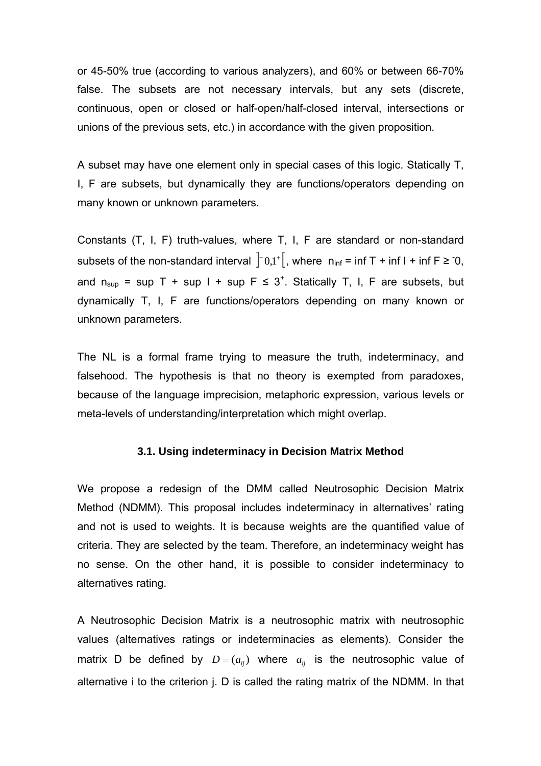or 45-50% true (according to various analyzers), and 60% or between 66-70% false. The subsets are not necessary intervals, but any sets (discrete, continuous, open or closed or half-open/half-closed interval, intersections or unions of the previous sets, etc.) in accordance with the given proposition.

A subset may have one element only in special cases of this logic. Statically T, I, F are subsets, but dynamically they are functions/operators depending on many known or unknown parameters.

Constants (T, I, F) truth-values, where T, I, F are standard or non-standard subsets of the non-standard interval $]^{-}0,1^{+}[$, where $n_{inf}$ = inf T + inf I + inf F ≥ $^{-}0$, and $n_{sup}$ = sup T + sup I + sup F ≤ $3^{+}$. Statically T, I, F are subsets, but dynamically T, I, F are functions/operators depending on many known or unknown parameters.

The NL is a formal frame trying to measure the truth, indeterminacy, and falsehood. The hypothesis is that no theory is exempted from paradoxes, because of the language imprecision, metaphoric expression, various levels or meta-levels of understanding/interpretation which might overlap.

### 3.1. Using indeterminacy in Decision Matrix Method

We propose a redesign of the DMM called Neutrosophic Decision Matrix Method (NDMM). This proposal includes indeterminacy in alternatives' rating and not is used to weights. It is because weights are the quantified value of criteria. They are selected by the team. Therefore, an indeterminacy weight has no sense. On the other hand, it is possible to consider indeterminacy to alternatives rating.

A Neutrosophic Decision Matrix is a neutrosophic matrix with neutrosophic values (alternatives ratings or indeterminacies as elements). Consider the matrix D be defined by $D = (a_{ij})$ where $a_{ij}$ is the neutrosophic value of alternative i to the criterion j. D is called the rating matrix of the NDMM. In that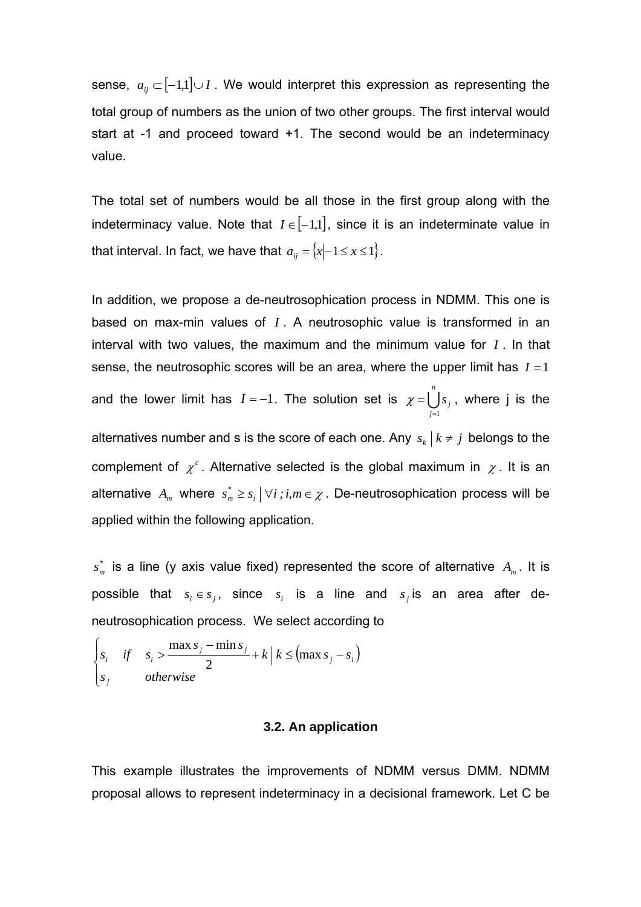sense, $a_{ij} \subset [-1,1] \cup I$. We would interpret this expression as representing the total group of numbers as the union of two other groups. The first interval would start at -1 and proceed toward +1. The second would be an indeterminacy value.

The total set of numbers would be all those in the first group along with the indeterminacy value. Note that $I \in [-1,1]$, since it is an indeterminate value in that interval. In fact, we have that $a_{ij} = \{x | -1 \leq x \leq 1\}$.

In addition, we propose a de-neutrosophication process in NDMM. This one is based on max-min values of $I$. A neutrosophic value is transformed in an interval with two values, the maximum and the minimum value for $I$. In that sense, the neutrosophic scores will be an area, where the upper limit has $I = 1$ and the lower limit has $I = -1$. The solution set is $\chi = \bigcup_{j=1}^{n} s_j$, where j is the alternatives number and s is the score of each one. Any $s_k \mid k \neq j$ belongs to the complement of $\chi^c$. Alternative selected is the global maximum in $\chi$. It is an alternative $A_m$ where $s_m^* \geq s_i \mid \forall i \, ; i,m \in \chi$. De-neutrosophication process will be applied within the following application.

$s_m^*$ is a line (y axis value fixed) represented the score of alternative $A_m$. It is possible that $s_i \in s_j$, since $s_i$ is a line and $s_j$ is an area after de-neutrosophication process. We select according to

$$\begin{cases} s_i & if \quad s_i > \dfrac{\max s_j - \min s_j}{2} + k \mid k \leq (\max s_j - s_i) \\ s_j & \quad otherwise \end{cases}$$

### 3.2. An application

This example illustrates the improvements of NDMM versus DMM. NDMM proposal allows to represent indeterminacy in a decisional framework. Let C be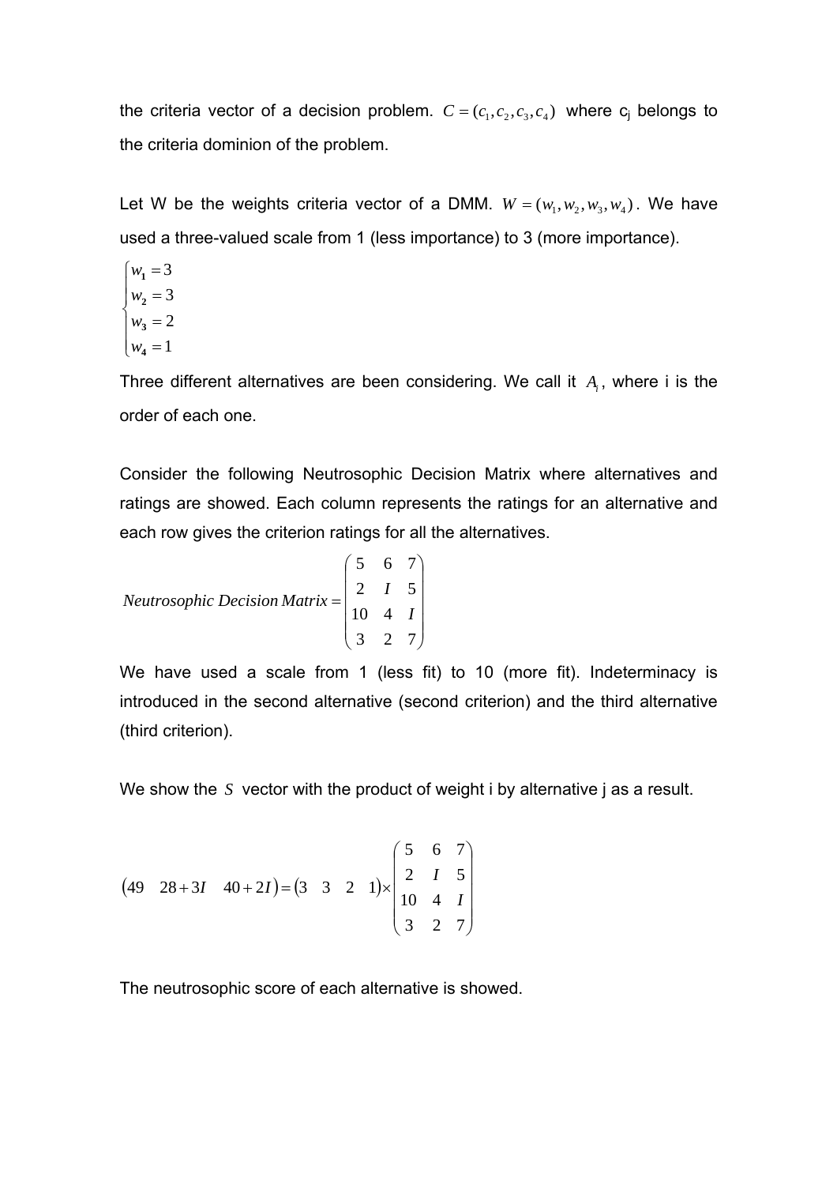the criteria vector of a decision problem. $C = (c_1, c_2, c_3, c_4)$ where $c_j$ belongs to the criteria dominion of the problem.

Let W be the weights criteria vector of a DMM. $W = (w_1, w_2, w_3, w_4)$. We have used a three-valued scale from 1 (less importance) to 3 (more importance).

$$\begin{cases} w_1 = 3 \\ w_2 = 3 \\ w_3 = 2 \\ w_4 = 1 \end{cases}$$

Three different alternatives are been considering. We call it $A_i$, where i is the order of each one.

Consider the following Neutrosophic Decision Matrix where alternatives and ratings are showed. Each column represents the ratings for an alternative and each row gives the criterion ratings for all the alternatives.

$$\textit{Neutrosophic Decision Matrix} = \begin{pmatrix} 5 & 6 & 7 \\ 2 & I & 5 \\ 10 & 4 & I \\ 3 & 2 & 7 \end{pmatrix}$$

We have used a scale from 1 (less fit) to 10 (more fit). Indeterminacy is introduced in the second alternative (second criterion) and the third alternative (third criterion).

We show the $S$ vector with the product of weight i by alternative j as a result.

$$\begin{pmatrix} 49 & 28+3I & 40+2I \end{pmatrix} = \begin{pmatrix} 3 & 3 & 2 & 1 \end{pmatrix} \times \begin{pmatrix} 5 & 6 & 7 \\ 2 & I & 5 \\ 10 & 4 & I \\ 3 & 2 & 7 \end{pmatrix}$$

The neutrosophic score of each alternative is showed.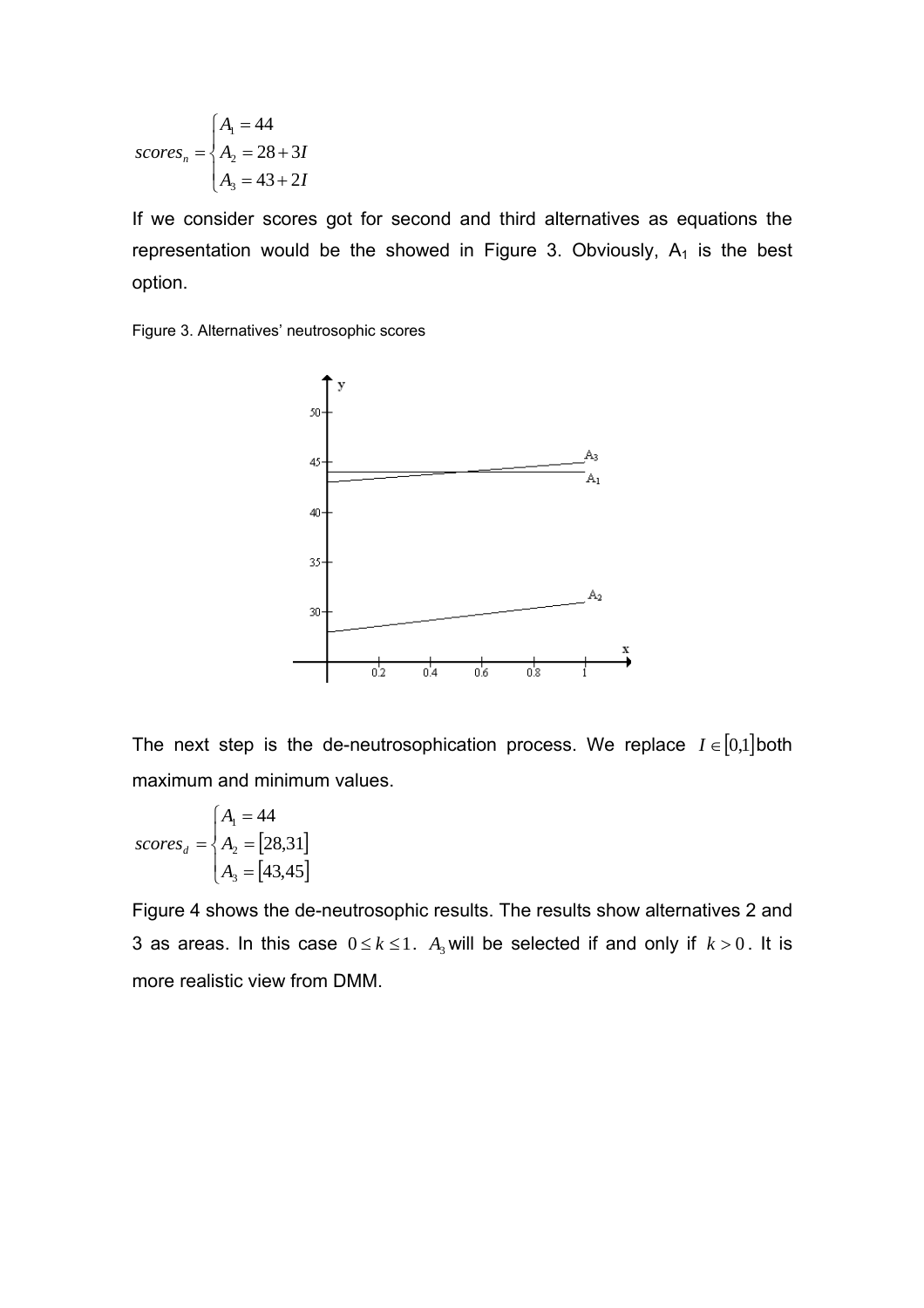$$scores_n = \begin{cases} A_1 = 44 \\ A_2 = 28 + 3I \\ A_3 = 43 + 2I \end{cases}$$

If we consider scores got for second and third alternatives as equations the representation would be the showed in Figure 3. Obviously, $A_1$ is the best option.

Figure 3. Alternatives' neutrosophic scores

The next step is the de-neutrosophication process. We replace $I \in [0,1]$ both maximum and minimum values.

$$scores_d = \begin{cases} A_1 = 44 \\ A_2 = [28,31] \\ A_3 = [43,45] \end{cases}$$

Figure 4 shows the de-neutrosophic results. The results show alternatives 2 and 3 as areas. In this case $0 \le k \le 1$. $A_3$ will be selected if and only if $k > 0$. It is more realistic view from DMM.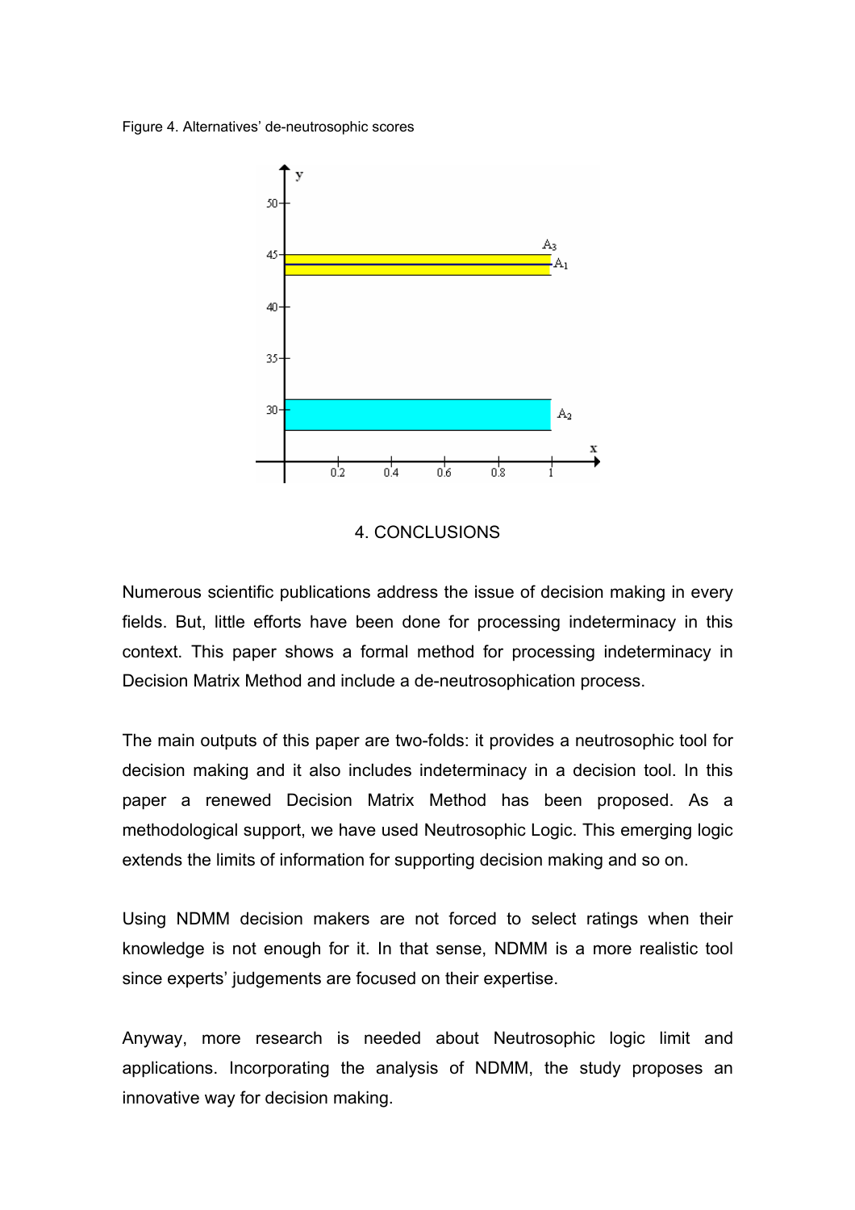Figure 4. Alternatives' de-neutrosophic scores

## 4. CONCLUSIONS

Numerous scientific publications address the issue of decision making in every fields. But, little efforts have been done for processing indeterminacy in this context. This paper shows a formal method for processing indeterminacy in Decision Matrix Method and include a de-neutrosophication process.

The main outputs of this paper are two-folds: it provides a neutrosophic tool for decision making and it also includes indeterminacy in a decision tool. In this paper a renewed Decision Matrix Method has been proposed. As a methodological support, we have used Neutrosophic Logic. This emerging logic extends the limits of information for supporting decision making and so on.

Using NDMM decision makers are not forced to select ratings when their knowledge is not enough for it. In that sense, NDMM is a more realistic tool since experts' judgements are focused on their expertise.

Anyway, more research is needed about Neutrosophic logic limit and applications. Incorporating the analysis of NDMM, the study proposes an innovative way for decision making.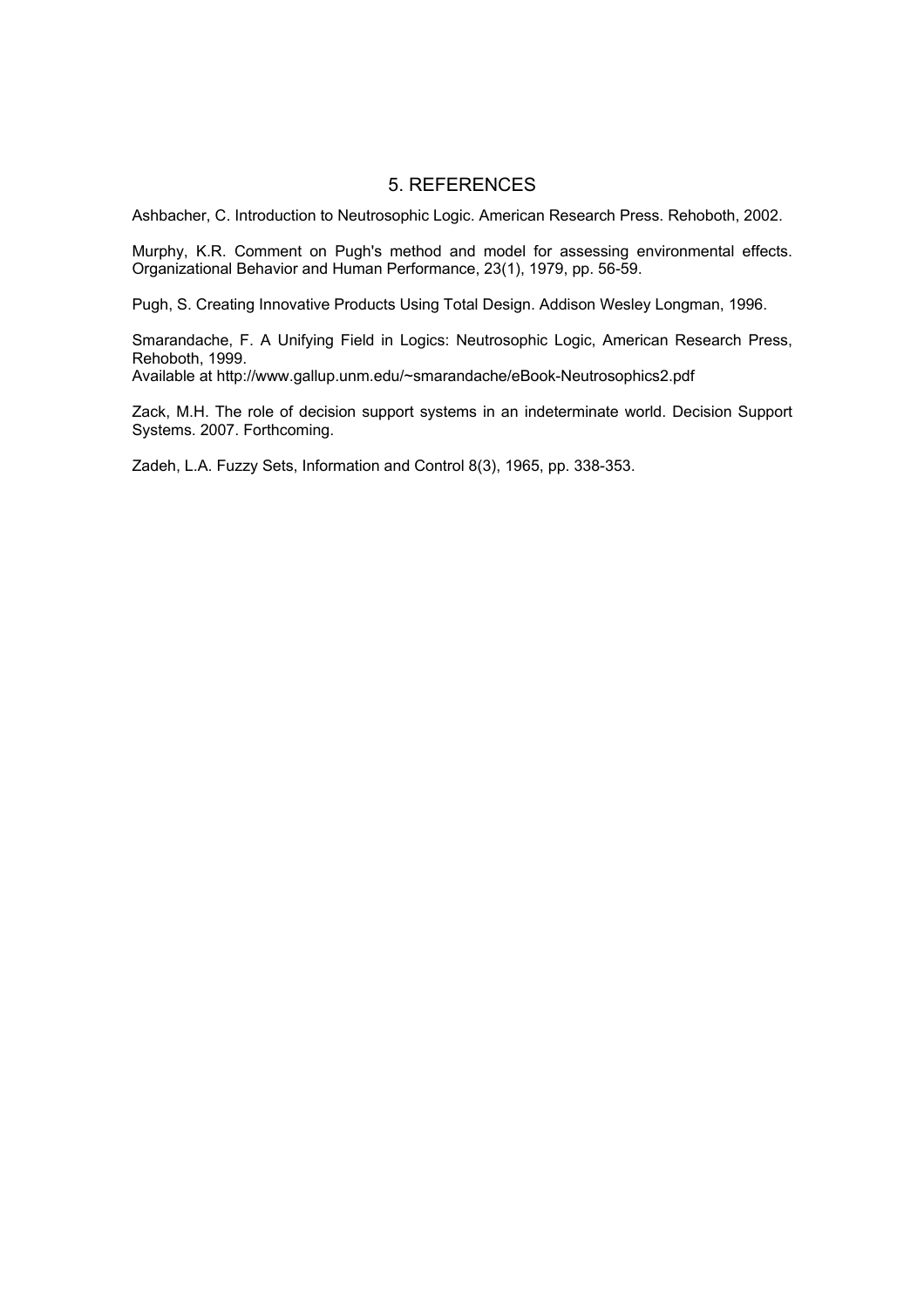## 5. REFERENCES

Ashbacher, C. Introduction to Neutrosophic Logic. American Research Press. Rehoboth, 2002.

Murphy, K.R. Comment on Pugh's method and model for assessing environmental effects. Organizational Behavior and Human Performance, 23(1), 1979, pp. 56-59.

Pugh, S. Creating Innovative Products Using Total Design. Addison Wesley Longman, 1996.

Smarandache, F. A Unifying Field in Logics: Neutrosophic Logic, American Research Press, Rehoboth, 1999.
Available at http://www.gallup.unm.edu/~smarandache/eBook-Neutrosophics2.pdf

Zack, M.H. The role of decision support systems in an indeterminate world. Decision Support Systems. 2007. Forthcoming.

Zadeh, L.A. Fuzzy Sets, Information and Control 8(3), 1965, pp. 338-353.